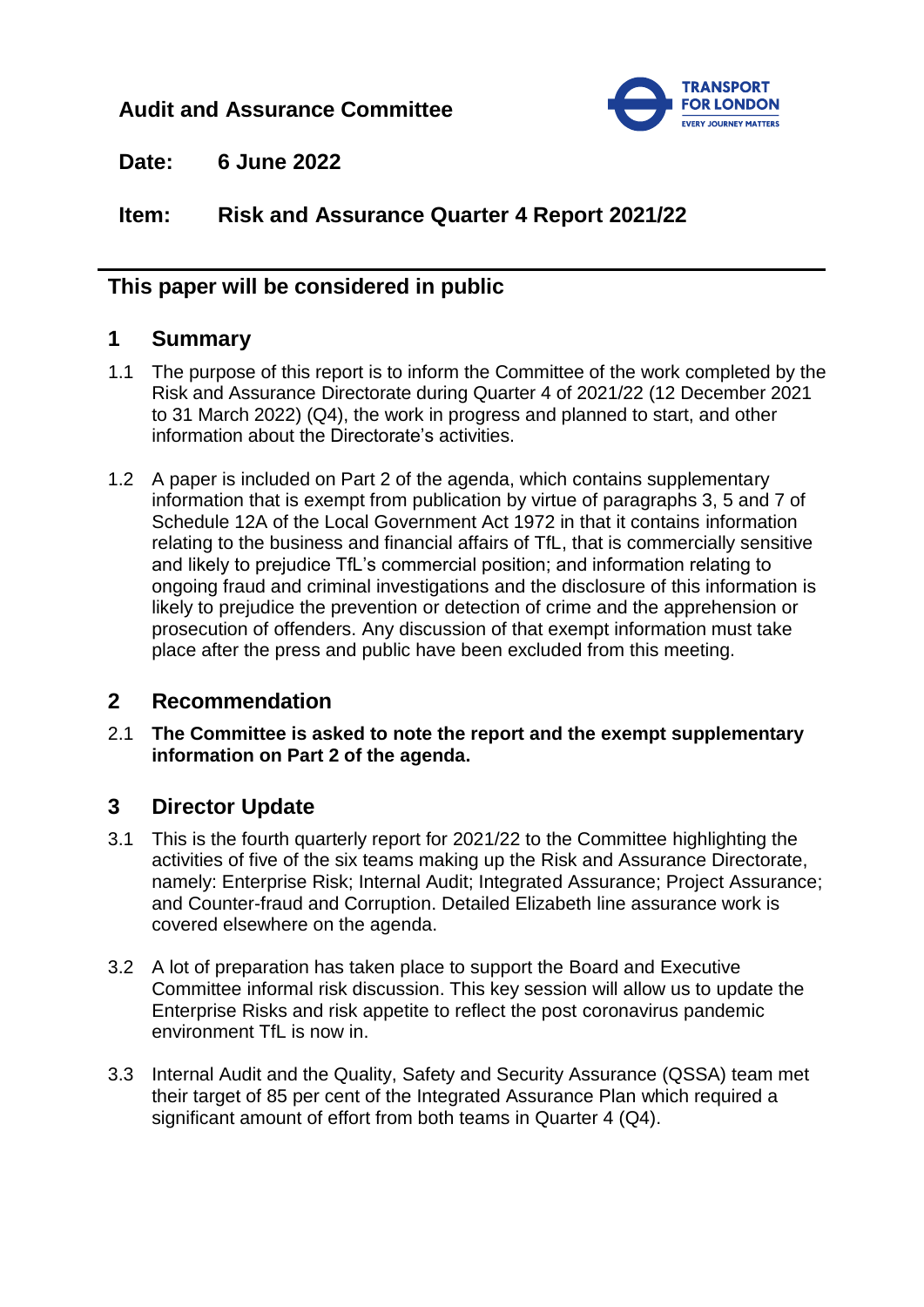**Audit and Assurance Committee**

**Date: 6 June 2022**

**Item: Risk and Assurance Quarter 4 Report 2021/22**

---

## This paper will be considered in public

## 1 Summary

1.1 The purpose of this report is to inform the Committee of the work completed by the Risk and Assurance Directorate during Quarter 4 of 2021/22 (12 December 2021 to 31 March 2022) (Q4), the work in progress and planned to start, and other information about the Directorate's activities.

1.2 A paper is included on Part 2 of the agenda, which contains supplementary information that is exempt from publication by virtue of paragraphs 3, 5 and 7 of Schedule 12A of the Local Government Act 1972 in that it contains information relating to the business and financial affairs of TfL, that is commercially sensitive and likely to prejudice TfL's commercial position; and information relating to ongoing fraud and criminal investigations and the disclosure of this information is likely to prejudice the prevention or detection of crime and the apprehension or prosecution of offenders. Any discussion of that exempt information must take place after the press and public have been excluded from this meeting.

## 2 Recommendation

2.1 **The Committee is asked to note the report and the exempt supplementary information on Part 2 of the agenda.**

## 3 Director Update

3.1 This is the fourth quarterly report for 2021/22 to the Committee highlighting the activities of five of the six teams making up the Risk and Assurance Directorate, namely: Enterprise Risk; Internal Audit; Integrated Assurance; Project Assurance; and Counter-fraud and Corruption. Detailed Elizabeth line assurance work is covered elsewhere on the agenda.

3.2 A lot of preparation has taken place to support the Board and Executive Committee informal risk discussion. This key session will allow us to update the Enterprise Risks and risk appetite to reflect the post coronavirus pandemic environment TfL is now in.

3.3 Internal Audit and the Quality, Safety and Security Assurance (QSSA) team met their target of 85 per cent of the Integrated Assurance Plan which required a significant amount of effort from both teams in Quarter 4 (Q4).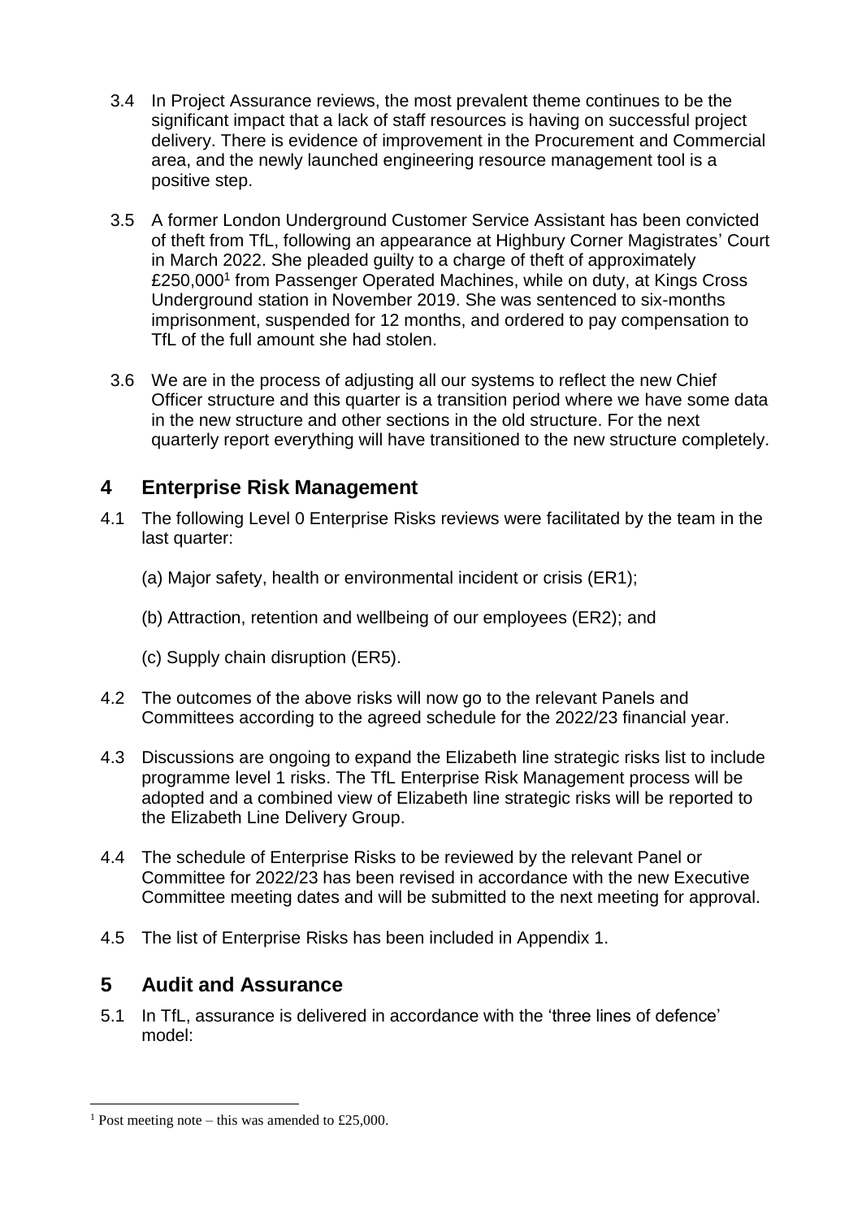3.4 In Project Assurance reviews, the most prevalent theme continues to be the significant impact that a lack of staff resources is having on successful project delivery. There is evidence of improvement in the Procurement and Commercial area, and the newly launched engineering resource management tool is a positive step.

3.5 A former London Underground Customer Service Assistant has been convicted of theft from TfL, following an appearance at Highbury Corner Magistrates' Court in March 2022. She pleaded guilty to a charge of theft of approximately £250,000[1] from Passenger Operated Machines, while on duty, at Kings Cross Underground station in November 2019. She was sentenced to six-months imprisonment, suspended for 12 months, and ordered to pay compensation to TfL of the full amount she had stolen.

3.6 We are in the process of adjusting all our systems to reflect the new Chief Officer structure and this quarter is a transition period where we have some data in the new structure and other sections in the old structure. For the next quarterly report everything will have transitioned to the new structure completely.

## 4 Enterprise Risk Management

4.1 The following Level 0 Enterprise Risks reviews were facilitated by the team in the last quarter:

(a) Major safety, health or environmental incident or crisis (ER1);

(b) Attraction, retention and wellbeing of our employees (ER2); and

(c) Supply chain disruption (ER5).

4.2 The outcomes of the above risks will now go to the relevant Panels and Committees according to the agreed schedule for the 2022/23 financial year.

4.3 Discussions are ongoing to expand the Elizabeth line strategic risks list to include programme level 1 risks. The TfL Enterprise Risk Management process will be adopted and a combined view of Elizabeth line strategic risks will be reported to the Elizabeth Line Delivery Group.

4.4 The schedule of Enterprise Risks to be reviewed by the relevant Panel or Committee for 2022/23 has been revised in accordance with the new Executive Committee meeting dates and will be submitted to the next meeting for approval.

4.5 The list of Enterprise Risks has been included in Appendix 1.

## 5 Audit and Assurance

5.1 In TfL, assurance is delivered in accordance with the 'three lines of defence' model:

---

[1] Post meeting note – this was amended to £25,000.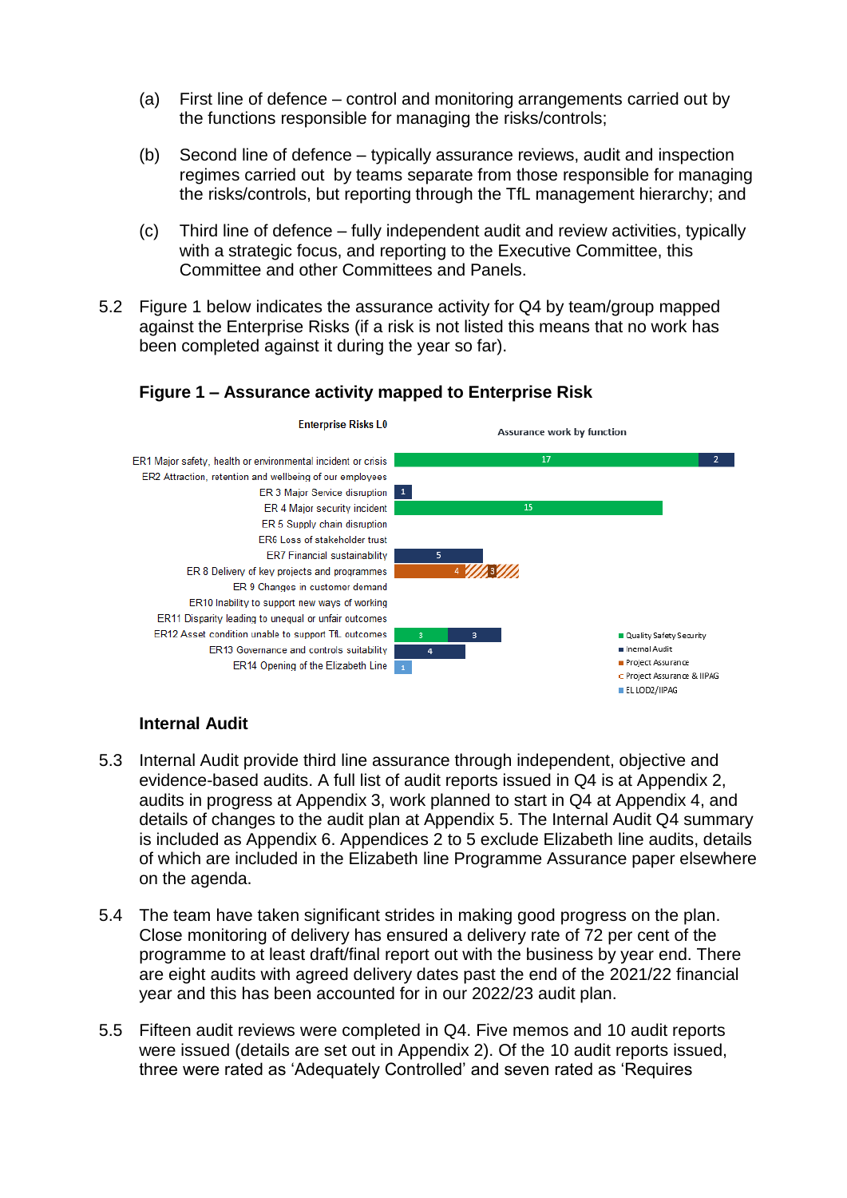(a) First line of defence – control and monitoring arrangements carried out by the functions responsible for managing the risks/controls;

(b) Second line of defence – typically assurance reviews, audit and inspection regimes carried out by teams separate from those responsible for managing the risks/controls, but reporting through the TfL management hierarchy; and

(c) Third line of defence – fully independent audit and review activities, typically with a strategic focus, and reporting to the Executive Committee, this Committee and other Committees and Panels.

5.2 Figure 1 below indicates the assurance activity for Q4 by team/group mapped against the Enterprise Risks (if a risk is not listed this means that no work has been completed against it during the year so far).

### Figure 1 – Assurance activity mapped to Enterprise Risk

Assurance work by function

| Enterprise Risks L0 | Quality Safety Security | Internal Audit | Project Assurance | Project Assurance & IIPAG | EL LOD2/IIPAG |
|---|---|---|---|---|---|
| ER1 Major safety, health or environmental incident or crisis | 17 | 2 | | | |
| ER2 Attraction, retention and wellbeing of our employees | | | | | |
| ER 3 Major Service disruption | | 1 | | | |
| ER 4 Major security incident | 15 | | | | |
| ER 5 Supply chain disruption | | | | | |
| ER6 Loss of stakeholder trust | | | | | |
| ER7 Financial sustainability | | 5 | | | |
| ER 8 Delivery of key projects and programmes | | | 4 | 3 | |
| ER 9 Changes in customer demand | | | | | |
| ER10 Inability to support new ways of working | | | | | |
| ER11 Disparity leading to unequal or unfair outcomes | | | | | |
| ER12 Asset condition unable to support TfL outcomes | 3 | 3 | | | |
| ER13 Governance and controls suitability | | 4 | | | |
| ER14 Opening of the Elizabeth Line | | | | | 1 |

### Internal Audit

5.3 Internal Audit provide third line assurance through independent, objective and evidence-based audits. A full list of audit reports issued in Q4 is at Appendix 2, audits in progress at Appendix 3, work planned to start in Q4 at Appendix 4, and details of changes to the audit plan at Appendix 5. The Internal Audit Q4 summary is included as Appendix 6. Appendices 2 to 5 exclude Elizabeth line audits, details of which are included in the Elizabeth line Programme Assurance paper elsewhere on the agenda.

5.4 The team have taken significant strides in making good progress on the plan. Close monitoring of delivery has ensured a delivery rate of 72 per cent of the programme to at least draft/final report out with the business by year end. There are eight audits with agreed delivery dates past the end of the 2021/22 financial year and this has been accounted for in our 2022/23 audit plan.

5.5 Fifteen audit reviews were completed in Q4. Five memos and 10 audit reports were issued (details are set out in Appendix 2). Of the 10 audit reports issued, three were rated as 'Adequately Controlled' and seven rated as 'Requires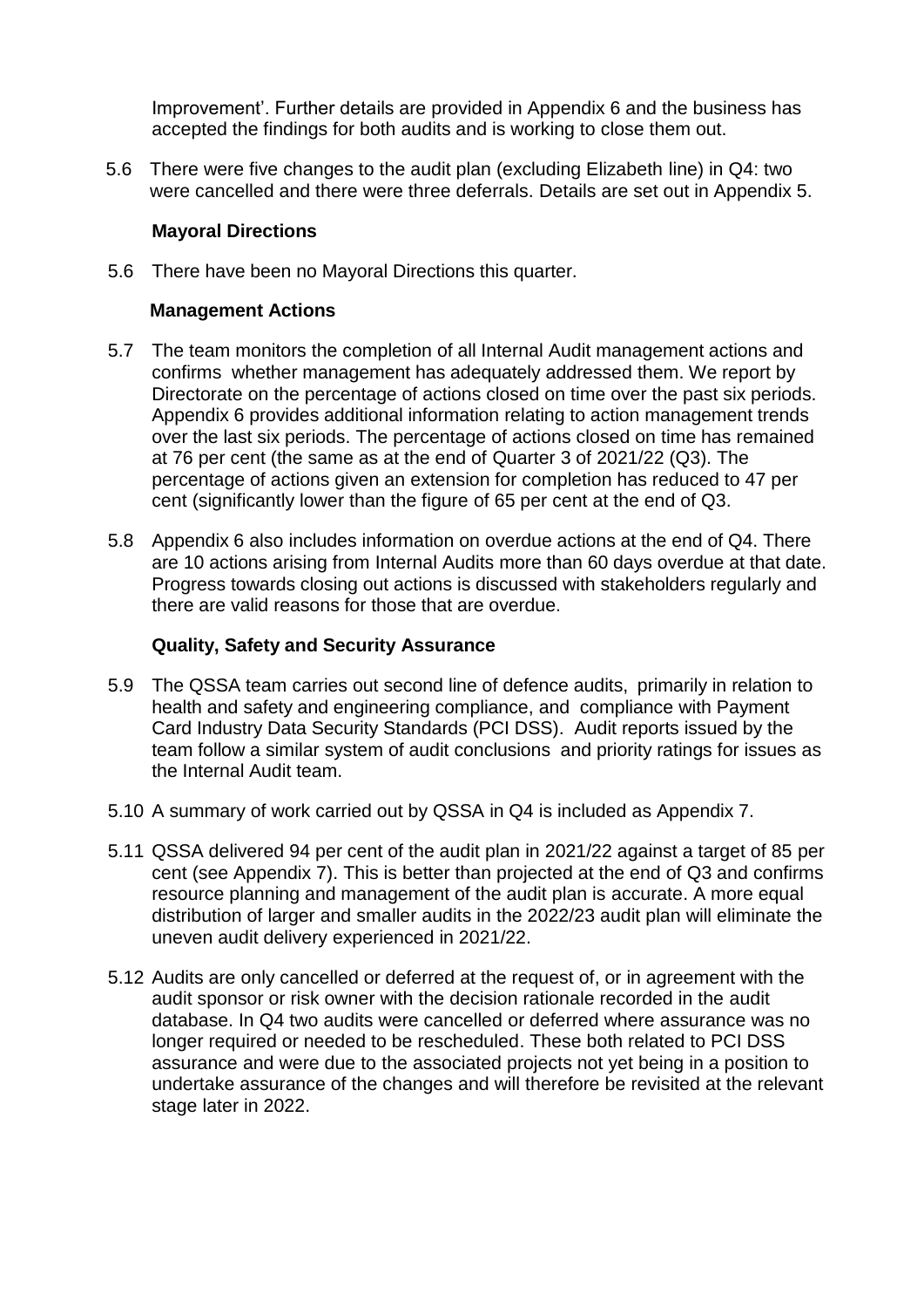Improvement'. Further details are provided in Appendix 6 and the business has accepted the findings for both audits and is working to close them out.

5.6 There were five changes to the audit plan (excluding Elizabeth line) in Q4: two were cancelled and there were three deferrals. Details are set out in Appendix 5.

### Mayoral Directions

5.6 There have been no Mayoral Directions this quarter.

### Management Actions

5.7 The team monitors the completion of all Internal Audit management actions and confirms whether management has adequately addressed them. We report by Directorate on the percentage of actions closed on time over the past six periods. Appendix 6 provides additional information relating to action management trends over the last six periods. The percentage of actions closed on time has remained at 76 per cent (the same as at the end of Quarter 3 of 2021/22 (Q3). The percentage of actions given an extension for completion has reduced to 47 per cent (significantly lower than the figure of 65 per cent at the end of Q3.

5.8 Appendix 6 also includes information on overdue actions at the end of Q4. There are 10 actions arising from Internal Audits more than 60 days overdue at that date. Progress towards closing out actions is discussed with stakeholders regularly and there are valid reasons for those that are overdue.

### Quality, Safety and Security Assurance

5.9 The QSSA team carries out second line of defence audits, primarily in relation to health and safety and engineering compliance, and compliance with Payment Card Industry Data Security Standards (PCI DSS). Audit reports issued by the team follow a similar system of audit conclusions and priority ratings for issues as the Internal Audit team.

5.10 A summary of work carried out by QSSA in Q4 is included as Appendix 7.

5.11 QSSA delivered 94 per cent of the audit plan in 2021/22 against a target of 85 per cent (see Appendix 7). This is better than projected at the end of Q3 and confirms resource planning and management of the audit plan is accurate. A more equal distribution of larger and smaller audits in the 2022/23 audit plan will eliminate the uneven audit delivery experienced in 2021/22.

5.12 Audits are only cancelled or deferred at the request of, or in agreement with the audit sponsor or risk owner with the decision rationale recorded in the audit database. In Q4 two audits were cancelled or deferred where assurance was no longer required or needed to be rescheduled. These both related to PCI DSS assurance and were due to the associated projects not yet being in a position to undertake assurance of the changes and will therefore be revisited at the relevant stage later in 2022.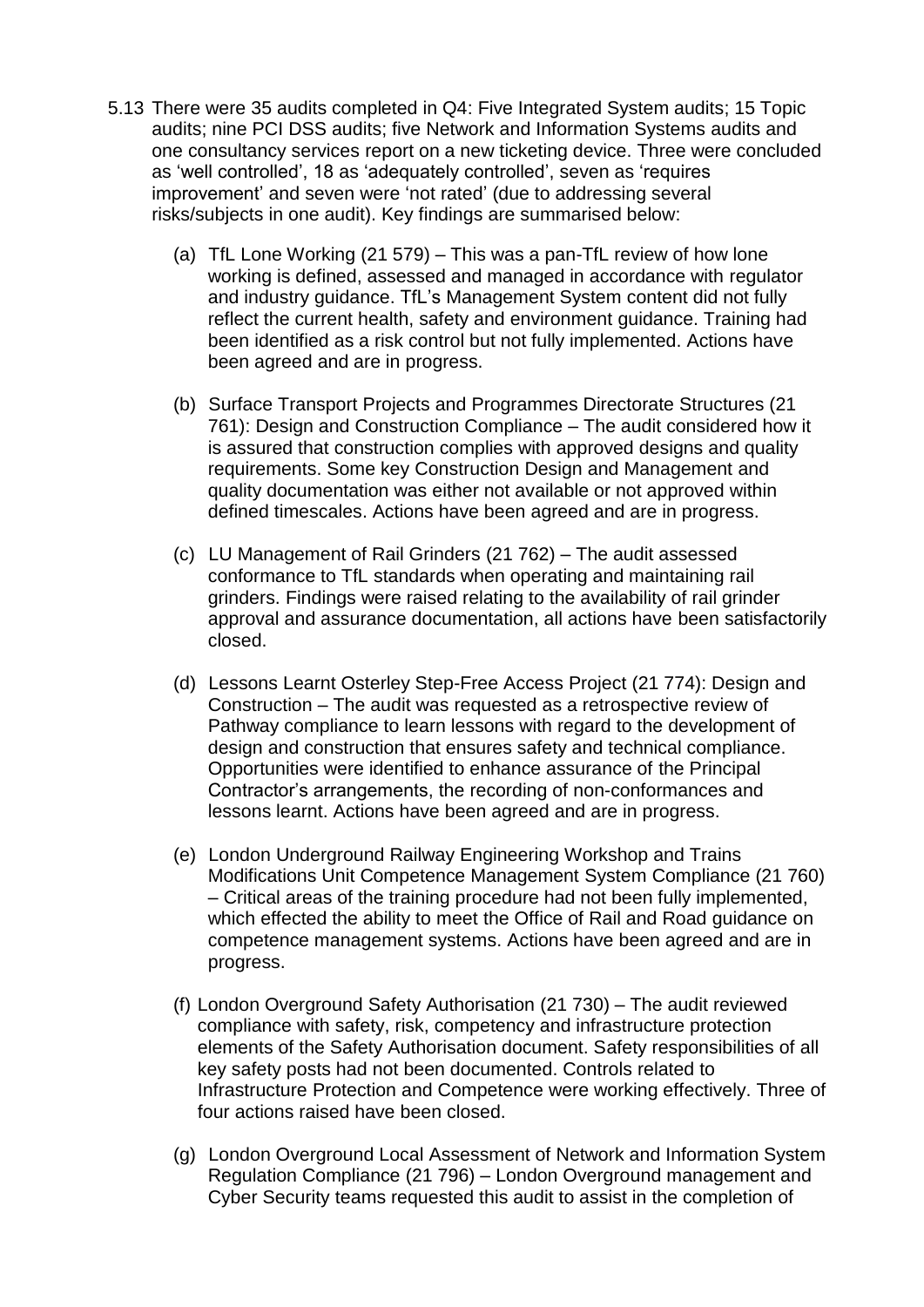5.13 There were 35 audits completed in Q4: Five Integrated System audits; 15 Topic audits; nine PCI DSS audits; five Network and Information Systems audits and one consultancy services report on a new ticketing device. Three were concluded as 'well controlled', 18 as 'adequately controlled', seven as 'requires improvement' and seven were 'not rated' (due to addressing several risks/subjects in one audit). Key findings are summarised below:

(a) TfL Lone Working (21 579) – This was a pan-TfL review of how lone working is defined, assessed and managed in accordance with regulator and industry guidance. TfL's Management System content did not fully reflect the current health, safety and environment guidance. Training had been identified as a risk control but not fully implemented. Actions have been agreed and are in progress.

(b) Surface Transport Projects and Programmes Directorate Structures (21 761): Design and Construction Compliance – The audit considered how it is assured that construction complies with approved designs and quality requirements. Some key Construction Design and Management and quality documentation was either not available or not approved within defined timescales. Actions have been agreed and are in progress.

(c) LU Management of Rail Grinders (21 762) – The audit assessed conformance to TfL standards when operating and maintaining rail grinders. Findings were raised relating to the availability of rail grinder approval and assurance documentation, all actions have been satisfactorily closed.

(d) Lessons Learnt Osterley Step-Free Access Project (21 774): Design and Construction – The audit was requested as a retrospective review of Pathway compliance to learn lessons with regard to the development of design and construction that ensures safety and technical compliance. Opportunities were identified to enhance assurance of the Principal Contractor's arrangements, the recording of non-conformances and lessons learnt. Actions have been agreed and are in progress.

(e) London Underground Railway Engineering Workshop and Trains Modifications Unit Competence Management System Compliance (21 760) – Critical areas of the training procedure had not been fully implemented, which effected the ability to meet the Office of Rail and Road guidance on competence management systems. Actions have been agreed and are in progress.

(f) London Overground Safety Authorisation (21 730) – The audit reviewed compliance with safety, risk, competency and infrastructure protection elements of the Safety Authorisation document. Safety responsibilities of all key safety posts had not been documented. Controls related to Infrastructure Protection and Competence were working effectively. Three of four actions raised have been closed.

(g) London Overground Local Assessment of Network and Information System Regulation Compliance (21 796) – London Overground management and Cyber Security teams requested this audit to assist in the completion of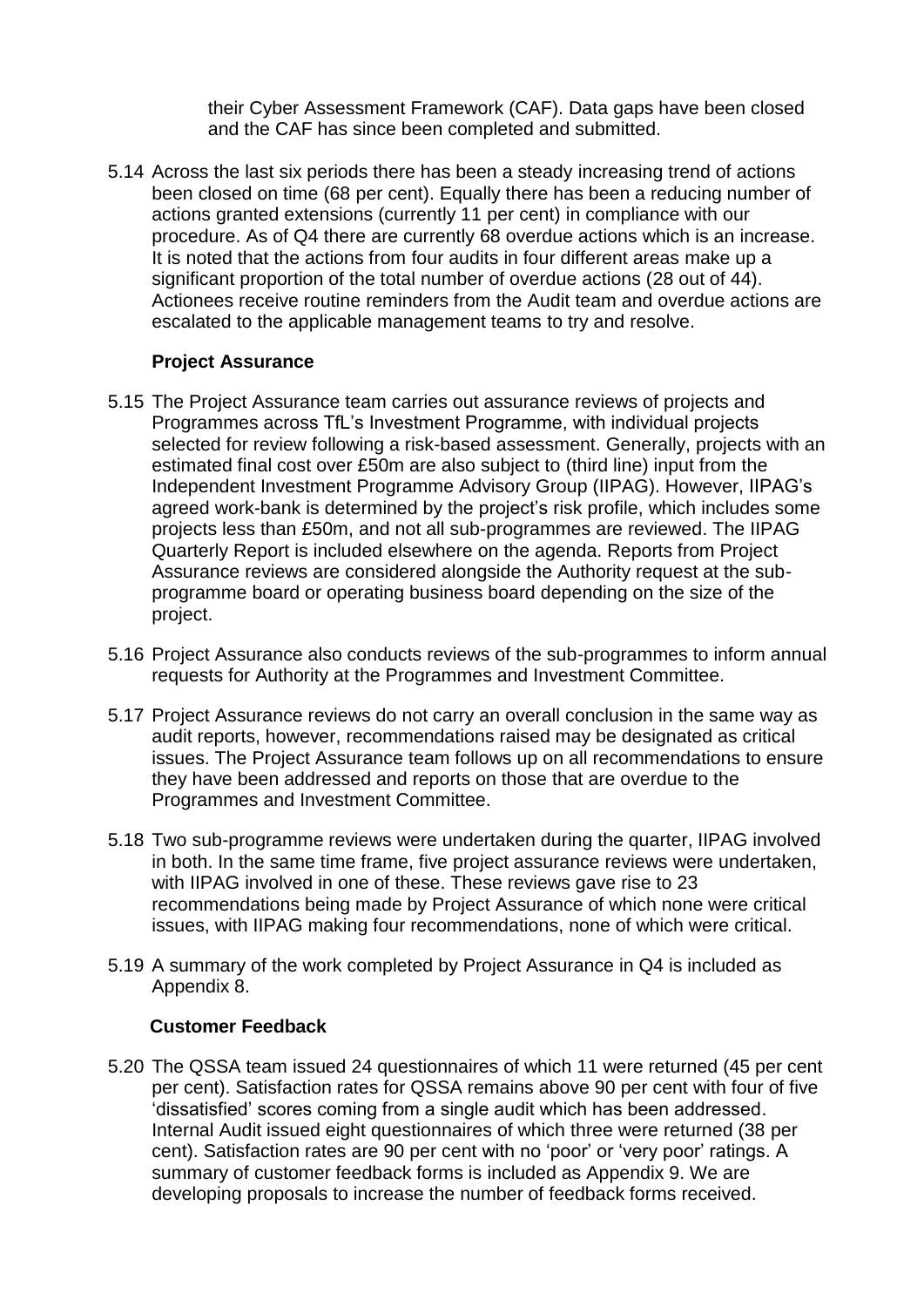their Cyber Assessment Framework (CAF). Data gaps have been closed and the CAF has since been completed and submitted.

5.14 Across the last six periods there has been a steady increasing trend of actions been closed on time (68 per cent). Equally there has been a reducing number of actions granted extensions (currently 11 per cent) in compliance with our procedure. As of Q4 there are currently 68 overdue actions which is an increase. It is noted that the actions from four audits in four different areas make up a significant proportion of the total number of overdue actions (28 out of 44). Actionees receive routine reminders from the Audit team and overdue actions are escalated to the applicable management teams to try and resolve.

**Project Assurance**

5.15 The Project Assurance team carries out assurance reviews of projects and Programmes across TfL's Investment Programme, with individual projects selected for review following a risk-based assessment. Generally, projects with an estimated final cost over £50m are also subject to (third line) input from the Independent Investment Programme Advisory Group (IIPAG). However, IIPAG's agreed work-bank is determined by the project's risk profile, which includes some projects less than £50m, and not all sub-programmes are reviewed. The IIPAG Quarterly Report is included elsewhere on the agenda. Reports from Project Assurance reviews are considered alongside the Authority request at the sub-programme board or operating business board depending on the size of the project.

5.16 Project Assurance also conducts reviews of the sub-programmes to inform annual requests for Authority at the Programmes and Investment Committee.

5.17 Project Assurance reviews do not carry an overall conclusion in the same way as audit reports, however, recommendations raised may be designated as critical issues. The Project Assurance team follows up on all recommendations to ensure they have been addressed and reports on those that are overdue to the Programmes and Investment Committee.

5.18 Two sub-programme reviews were undertaken during the quarter, IIPAG involved in both. In the same time frame, five project assurance reviews were undertaken, with IIPAG involved in one of these. These reviews gave rise to 23 recommendations being made by Project Assurance of which none were critical issues, with IIPAG making four recommendations, none of which were critical.

5.19 A summary of the work completed by Project Assurance in Q4 is included as Appendix 8.

**Customer Feedback**

5.20 The QSSA team issued 24 questionnaires of which 11 were returned (45 per cent per cent). Satisfaction rates for QSSA remains above 90 per cent with four of five 'dissatisfied' scores coming from a single audit which has been addressed. Internal Audit issued eight questionnaires of which three were returned (38 per cent). Satisfaction rates are 90 per cent with no 'poor' or 'very poor' ratings. A summary of customer feedback forms is included as Appendix 9. We are developing proposals to increase the number of feedback forms received.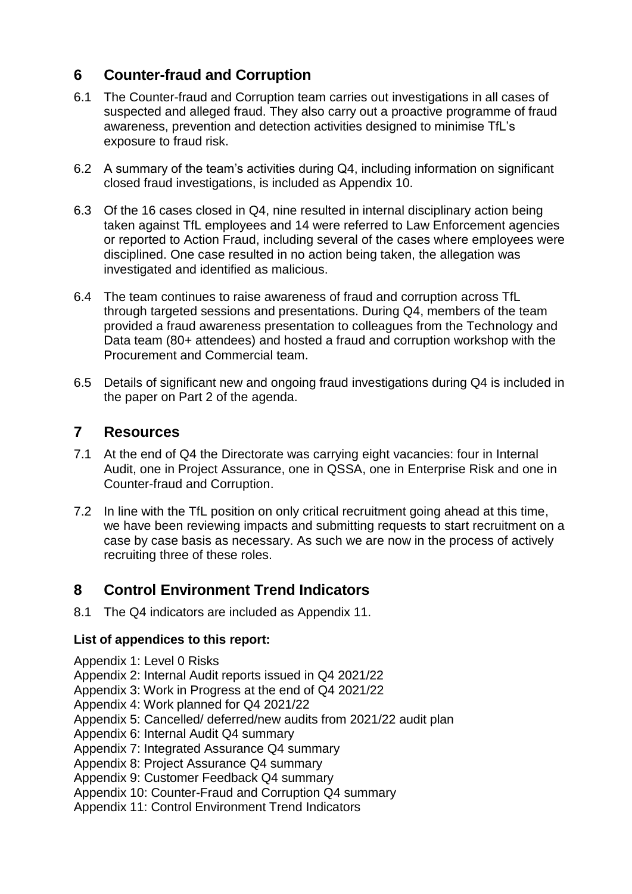## 6 Counter-fraud and Corruption

6.1 The Counter-fraud and Corruption team carries out investigations in all cases of suspected and alleged fraud. They also carry out a proactive programme of fraud awareness, prevention and detection activities designed to minimise TfL's exposure to fraud risk.

6.2 A summary of the team's activities during Q4, including information on significant closed fraud investigations, is included as Appendix 10.

6.3 Of the 16 cases closed in Q4, nine resulted in internal disciplinary action being taken against TfL employees and 14 were referred to Law Enforcement agencies or reported to Action Fraud, including several of the cases where employees were disciplined. One case resulted in no action being taken, the allegation was investigated and identified as malicious.

6.4 The team continues to raise awareness of fraud and corruption across TfL through targeted sessions and presentations. During Q4, members of the team provided a fraud awareness presentation to colleagues from the Technology and Data team (80+ attendees) and hosted a fraud and corruption workshop with the Procurement and Commercial team.

6.5 Details of significant new and ongoing fraud investigations during Q4 is included in the paper on Part 2 of the agenda.

## 7 Resources

7.1 At the end of Q4 the Directorate was carrying eight vacancies: four in Internal Audit, one in Project Assurance, one in QSSA, one in Enterprise Risk and one in Counter-fraud and Corruption.

7.2 In line with the TfL position on only critical recruitment going ahead at this time, we have been reviewing impacts and submitting requests to start recruitment on a case by case basis as necessary. As such we are now in the process of actively recruiting three of these roles.

## 8 Control Environment Trend Indicators

8.1 The Q4 indicators are included as Appendix 11.

**List of appendices to this report:**

Appendix 1: Level 0 Risks
Appendix 2: Internal Audit reports issued in Q4 2021/22
Appendix 3: Work in Progress at the end of Q4 2021/22
Appendix 4: Work planned for Q4 2021/22
Appendix 5: Cancelled/ deferred/new audits from 2021/22 audit plan
Appendix 6: Internal Audit Q4 summary
Appendix 7: Integrated Assurance Q4 summary
Appendix 8: Project Assurance Q4 summary
Appendix 9: Customer Feedback Q4 summary
Appendix 10: Counter-Fraud and Corruption Q4 summary
Appendix 11: Control Environment Trend Indicators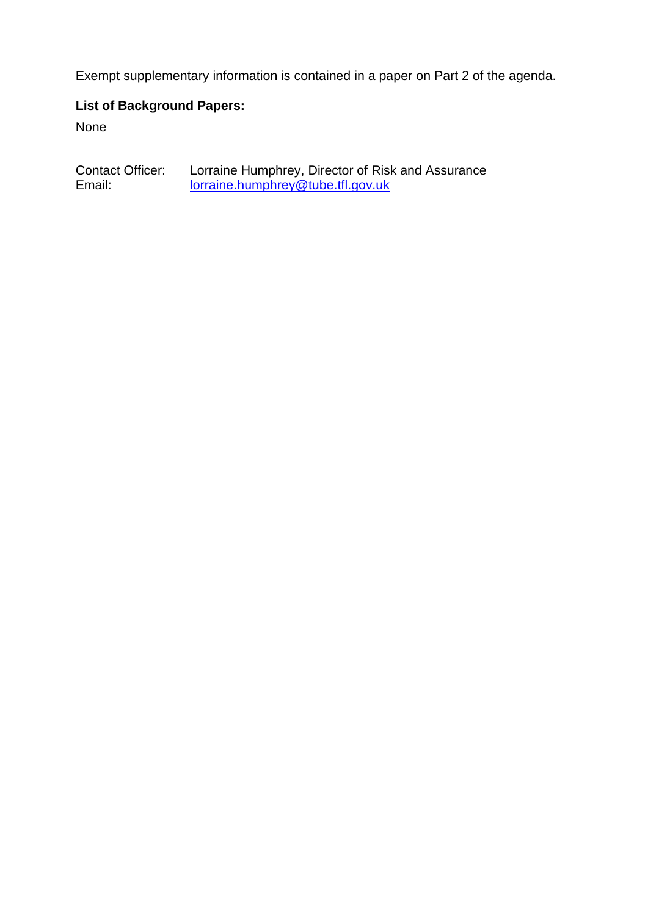Exempt supplementary information is contained in a paper on Part 2 of the agenda.

**List of Background Papers:**

None

Contact Officer: Lorraine Humphrey, Director of Risk and Assurance
Email: lorraine.humphrey@tube.tfl.gov.uk